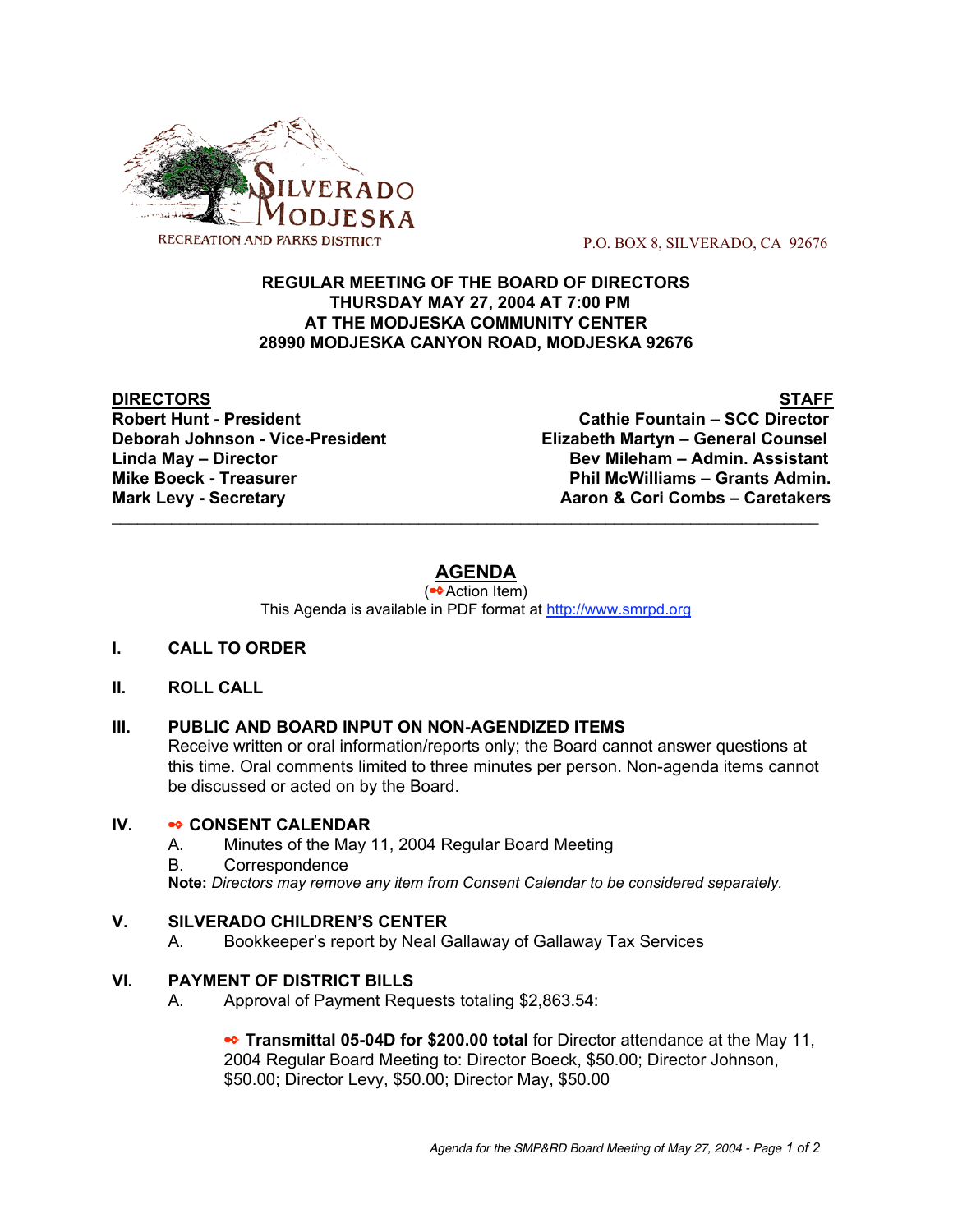SILVERADO MODJESKA
RECREATION AND PARKS DISTRICT

P.O. BOX 8, SILVERADO, CA 92676

**REGULAR MEETING OF THE BOARD OF DIRECTORS**
**THURSDAY MAY 27, 2004 AT 7:00 PM**
**AT THE MODJESKA COMMUNITY CENTER**
**28990 MODJESKA CANYON ROAD, MODJESKA 92676**

| **DIRECTORS** | **STAFF** |
|---|---|
| **Robert Hunt - President** | **Cathie Fountain – SCC Director** |
| **Deborah Johnson - Vice-President** | **Elizabeth Martyn – General Counsel** |
| **Linda May – Director** | **Bev Mileham – Admin. Assistant** |
| **Mike Boeck - Treasurer** | **Phil McWilliams – Grants Admin.** |
| **Mark Levy - Secretary** | **Aaron & Cori Combs – Caretakers** |

---

# AGENDA

(➻Action Item)

This Agenda is available in PDF format at http://www.smrpd.org

## I. CALL TO ORDER

## II. ROLL CALL

## III. PUBLIC AND BOARD INPUT ON NON-AGENDIZED ITEMS

Receive written or oral information/reports only; the Board cannot answer questions at this time. Oral comments limited to three minutes per person. Non-agenda items cannot be discussed or acted on by the Board.

## IV. ➻ CONSENT CALENDAR

A. Minutes of the May 11, 2004 Regular Board Meeting

B. Correspondence

**Note:** *Directors may remove any item from Consent Calendar to be considered separately.*

## V. SILVERADO CHILDREN'S CENTER

A. Bookkeeper's report by Neal Gallaway of Gallaway Tax Services

## VI. PAYMENT OF DISTRICT BILLS

A. Approval of Payment Requests totaling $2,863.54:

➻ **Transmittal 05-04D for $200.00 total** for Director attendance at the May 11, 2004 Regular Board Meeting to: Director Boeck, $50.00; Director Johnson, $50.00; Director Levy, $50.00; Director May, $50.00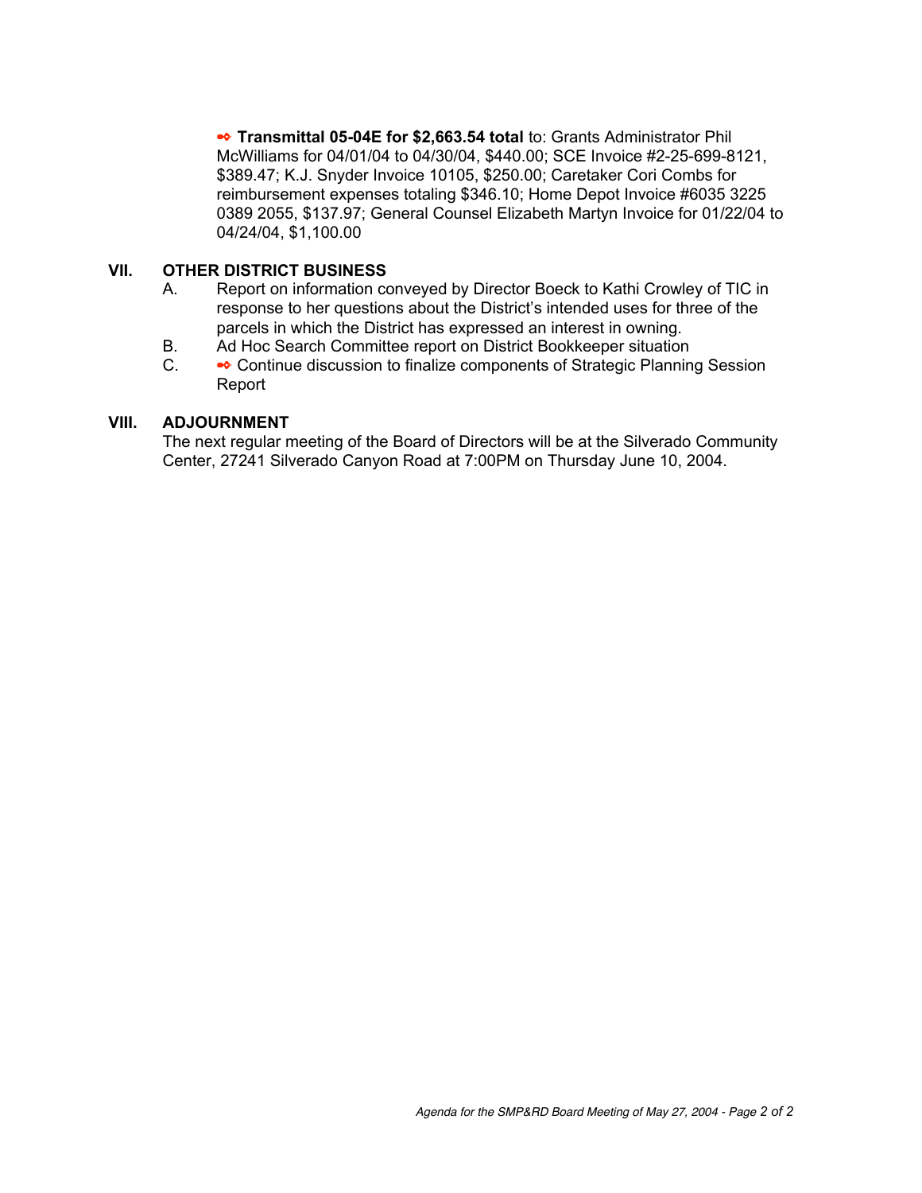➾ **Transmittal 05-04E for $2,663.54 total** to: Grants Administrator Phil McWilliams for 04/01/04 to 04/30/04, $440.00; SCE Invoice #2-25-699-8121, $389.47; K.J. Snyder Invoice 10105, $250.00; Caretaker Cori Combs for reimbursement expenses totaling $346.10; Home Depot Invoice #6035 3225 0389 2055, $137.97; General Counsel Elizabeth Martyn Invoice for 01/22/04 to 04/24/04, $1,100.00

## VII. OTHER DISTRICT BUSINESS

A. Report on information conveyed by Director Boeck to Kathi Crowley of TIC in response to her questions about the District's intended uses for three of the parcels in which the District has expressed an interest in owning.

B. Ad Hoc Search Committee report on District Bookkeeper situation

C. ➾ Continue discussion to finalize components of Strategic Planning Session Report

## VIII. ADJOURNMENT

The next regular meeting of the Board of Directors will be at the Silverado Community Center, 27241 Silverado Canyon Road at 7:00PM on Thursday June 10, 2004.